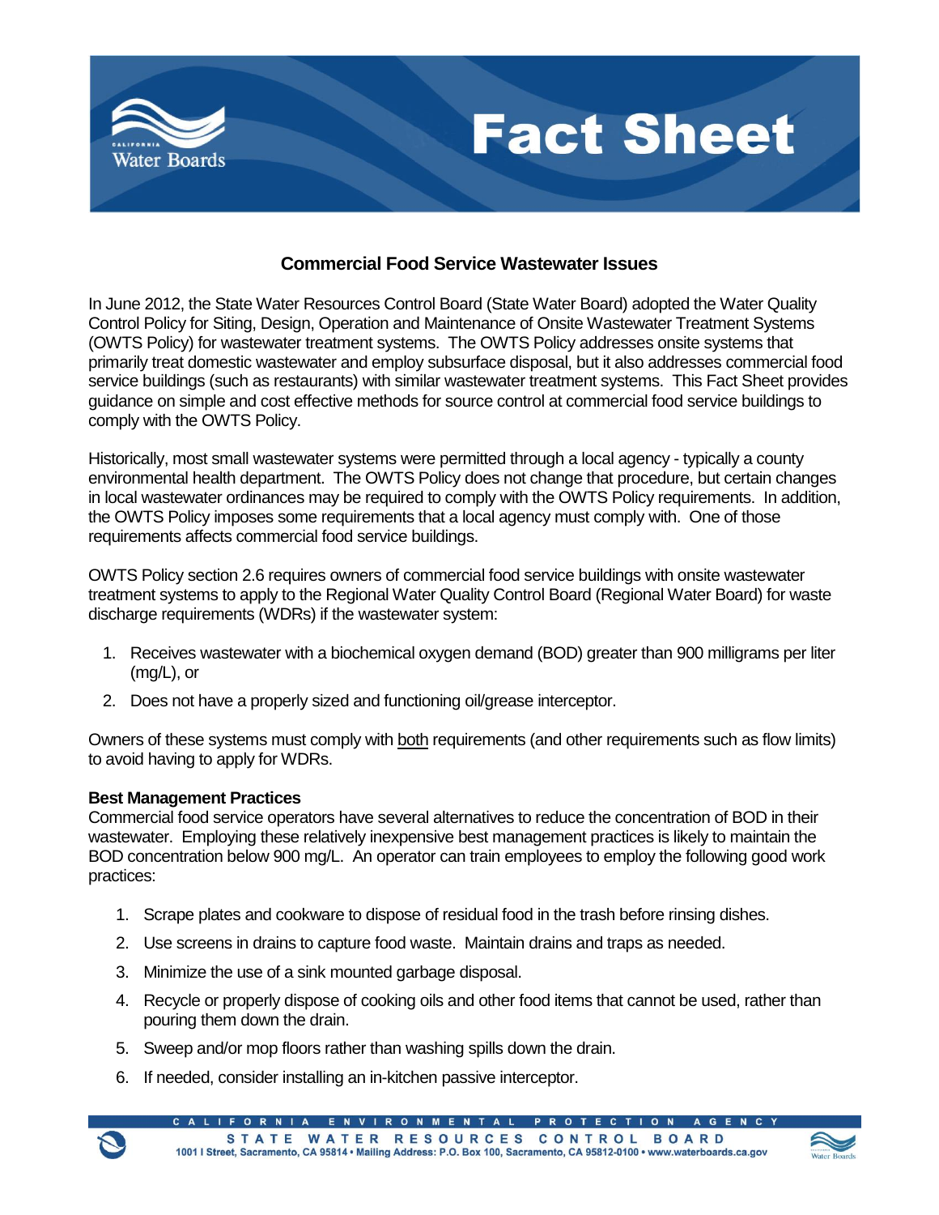# Fact Sheet

## Commercial Food Service Wastewater Issues

In June 2012, the State Water Resources Control Board (State Water Board) adopted the Water Quality Control Policy for Siting, Design, Operation and Maintenance of Onsite Wastewater Treatment Systems (OWTS Policy) for wastewater treatment systems. The OWTS Policy addresses onsite systems that primarily treat domestic wastewater and employ subsurface disposal, but it also addresses commercial food service buildings (such as restaurants) with similar wastewater treatment systems. This Fact Sheet provides guidance on simple and cost effective methods for source control at commercial food service buildings to comply with the OWTS Policy.

Historically, most small wastewater systems were permitted through a local agency - typically a county environmental health department. The OWTS Policy does not change that procedure, but certain changes in local wastewater ordinances may be required to comply with the OWTS Policy requirements. In addition, the OWTS Policy imposes some requirements that a local agency must comply with. One of those requirements affects commercial food service buildings.

OWTS Policy section 2.6 requires owners of commercial food service buildings with onsite wastewater treatment systems to apply to the Regional Water Quality Control Board (Regional Water Board) for waste discharge requirements (WDRs) if the wastewater system:

1. Receives wastewater with a biochemical oxygen demand (BOD) greater than 900 milligrams per liter (mg/L), or
2. Does not have a properly sized and functioning oil/grease interceptor.

Owners of these systems must comply with <u>both</u> requirements (and other requirements such as flow limits) to avoid having to apply for WDRs.

**Best Management Practices**

Commercial food service operators have several alternatives to reduce the concentration of BOD in their wastewater. Employing these relatively inexpensive best management practices is likely to maintain the BOD concentration below 900 mg/L. An operator can train employees to employ the following good work practices:

1. Scrape plates and cookware to dispose of residual food in the trash before rinsing dishes.
2. Use screens in drains to capture food waste. Maintain drains and traps as needed.
3. Minimize the use of a sink mounted garbage disposal.
4. Recycle or properly dispose of cooking oils and other food items that cannot be used, rather than pouring them down the drain.
5. Sweep and/or mop floors rather than washing spills down the drain.
6. If needed, consider installing an in-kitchen passive interceptor.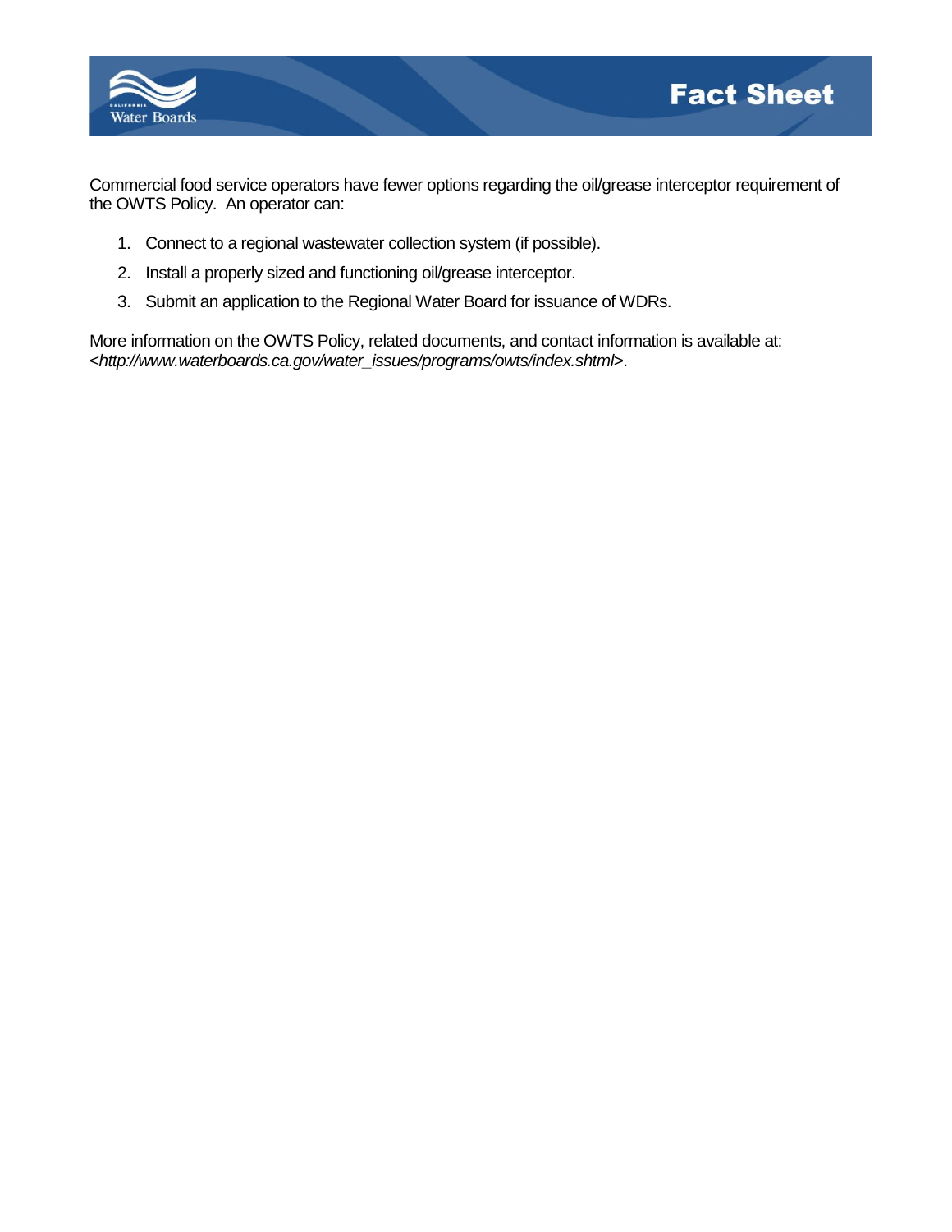Commercial food service operators have fewer options regarding the oil/grease interceptor requirement of the OWTS Policy. An operator can:

1. Connect to a regional wastewater collection system (if possible).
2. Install a properly sized and functioning oil/grease interceptor.
3. Submit an application to the Regional Water Board for issuance of WDRs.

More information on the OWTS Policy, related documents, and contact information is available at: <*http://www.waterboards.ca.gov/water_issues/programs/owts/index.shtml*>.